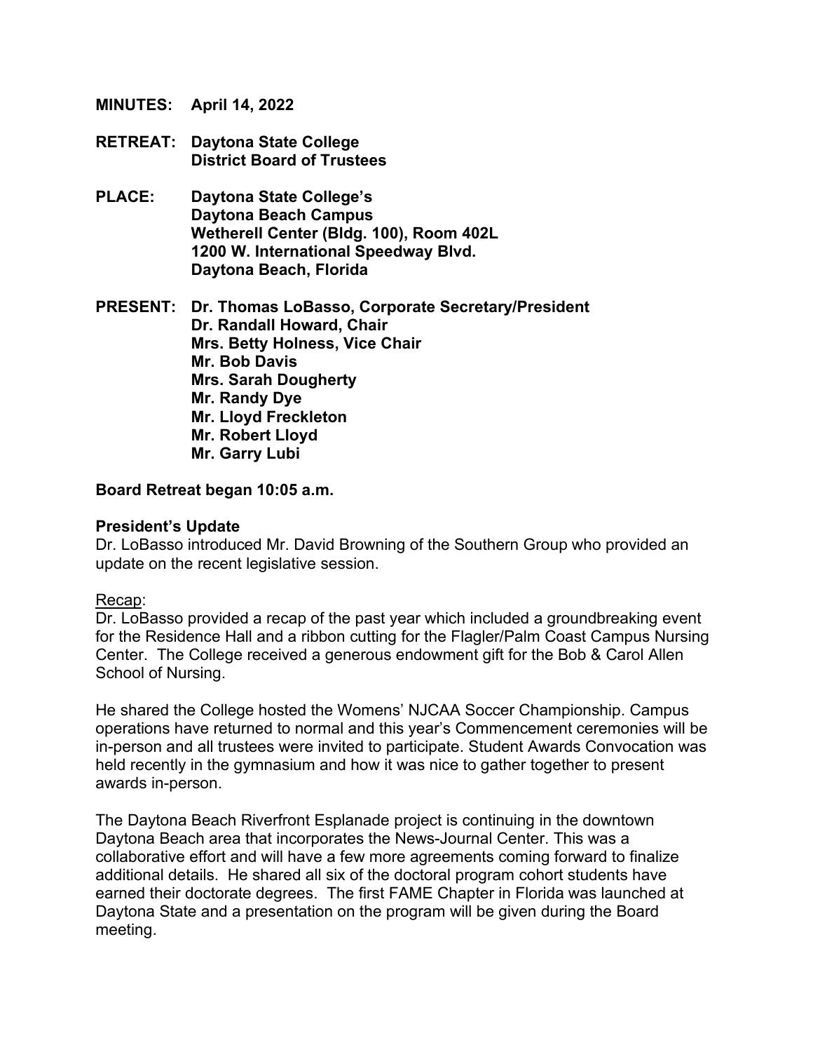**MINUTES:** **April 14, 2022**

**RETREAT:** **Daytona State College**
**District Board of Trustees**

**PLACE:** **Daytona State College's**
**Daytona Beach Campus**
**Wetherell Center (Bldg. 100), Room 402L**
**1200 W. International Speedway Blvd.**
**Daytona Beach, Florida**

**PRESENT:** **Dr. Thomas LoBasso, Corporate Secretary/President**
**Dr. Randall Howard, Chair**
**Mrs. Betty Holness, Vice Chair**
**Mr. Bob Davis**
**Mrs. Sarah Dougherty**
**Mr. Randy Dye**
**Mr. Lloyd Freckleton**
**Mr. Robert Lloyd**
**Mr. Garry Lubi**

**Board Retreat began 10:05 a.m.**

**President's Update**
Dr. LoBasso introduced Mr. David Browning of the Southern Group who provided an update on the recent legislative session.

Recap:
Dr. LoBasso provided a recap of the past year which included a groundbreaking event for the Residence Hall and a ribbon cutting for the Flagler/Palm Coast Campus Nursing Center. The College received a generous endowment gift for the Bob & Carol Allen School of Nursing.

He shared the College hosted the Womens' NJCAA Soccer Championship. Campus operations have returned to normal and this year's Commencement ceremonies will be in-person and all trustees were invited to participate. Student Awards Convocation was held recently in the gymnasium and how it was nice to gather together to present awards in-person.

The Daytona Beach Riverfront Esplanade project is continuing in the downtown Daytona Beach area that incorporates the News-Journal Center. This was a collaborative effort and will have a few more agreements coming forward to finalize additional details. He shared all six of the doctoral program cohort students have earned their doctorate degrees. The first FAME Chapter in Florida was launched at Daytona State and a presentation on the program will be given during the Board meeting.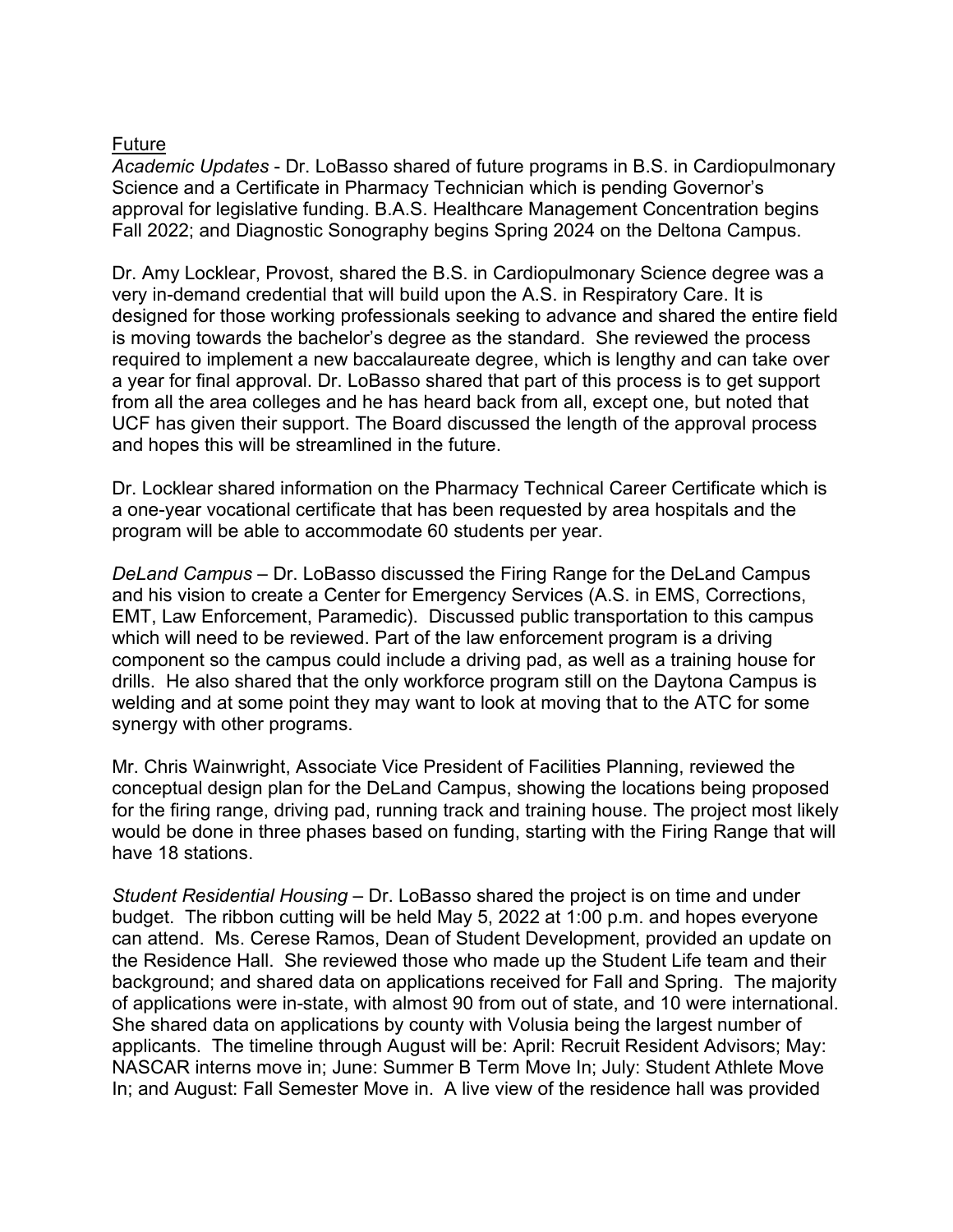Future

*Academic Updates* - Dr. LoBasso shared of future programs in B.S. in Cardiopulmonary Science and a Certificate in Pharmacy Technician which is pending Governor's approval for legislative funding. B.A.S. Healthcare Management Concentration begins Fall 2022; and Diagnostic Sonography begins Spring 2024 on the Deltona Campus.

Dr. Amy Locklear, Provost, shared the B.S. in Cardiopulmonary Science degree was a very in-demand credential that will build upon the A.S. in Respiratory Care. It is designed for those working professionals seeking to advance and shared the entire field is moving towards the bachelor's degree as the standard. She reviewed the process required to implement a new baccalaureate degree, which is lengthy and can take over a year for final approval. Dr. LoBasso shared that part of this process is to get support from all the area colleges and he has heard back from all, except one, but noted that UCF has given their support. The Board discussed the length of the approval process and hopes this will be streamlined in the future.

Dr. Locklear shared information on the Pharmacy Technical Career Certificate which is a one-year vocational certificate that has been requested by area hospitals and the program will be able to accommodate 60 students per year.

*DeLand Campus* – Dr. LoBasso discussed the Firing Range for the DeLand Campus and his vision to create a Center for Emergency Services (A.S. in EMS, Corrections, EMT, Law Enforcement, Paramedic). Discussed public transportation to this campus which will need to be reviewed. Part of the law enforcement program is a driving component so the campus could include a driving pad, as well as a training house for drills. He also shared that the only workforce program still on the Daytona Campus is welding and at some point they may want to look at moving that to the ATC for some synergy with other programs.

Mr. Chris Wainwright, Associate Vice President of Facilities Planning, reviewed the conceptual design plan for the DeLand Campus, showing the locations being proposed for the firing range, driving pad, running track and training house. The project most likely would be done in three phases based on funding, starting with the Firing Range that will have 18 stations.

*Student Residential Housing* – Dr. LoBasso shared the project is on time and under budget. The ribbon cutting will be held May 5, 2022 at 1:00 p.m. and hopes everyone can attend. Ms. Cerese Ramos, Dean of Student Development, provided an update on the Residence Hall. She reviewed those who made up the Student Life team and their background; and shared data on applications received for Fall and Spring. The majority of applications were in-state, with almost 90 from out of state, and 10 were international. She shared data on applications by county with Volusia being the largest number of applicants. The timeline through August will be: April: Recruit Resident Advisors; May: NASCAR interns move in; June: Summer B Term Move In; July: Student Athlete Move In; and August: Fall Semester Move in. A live view of the residence hall was provided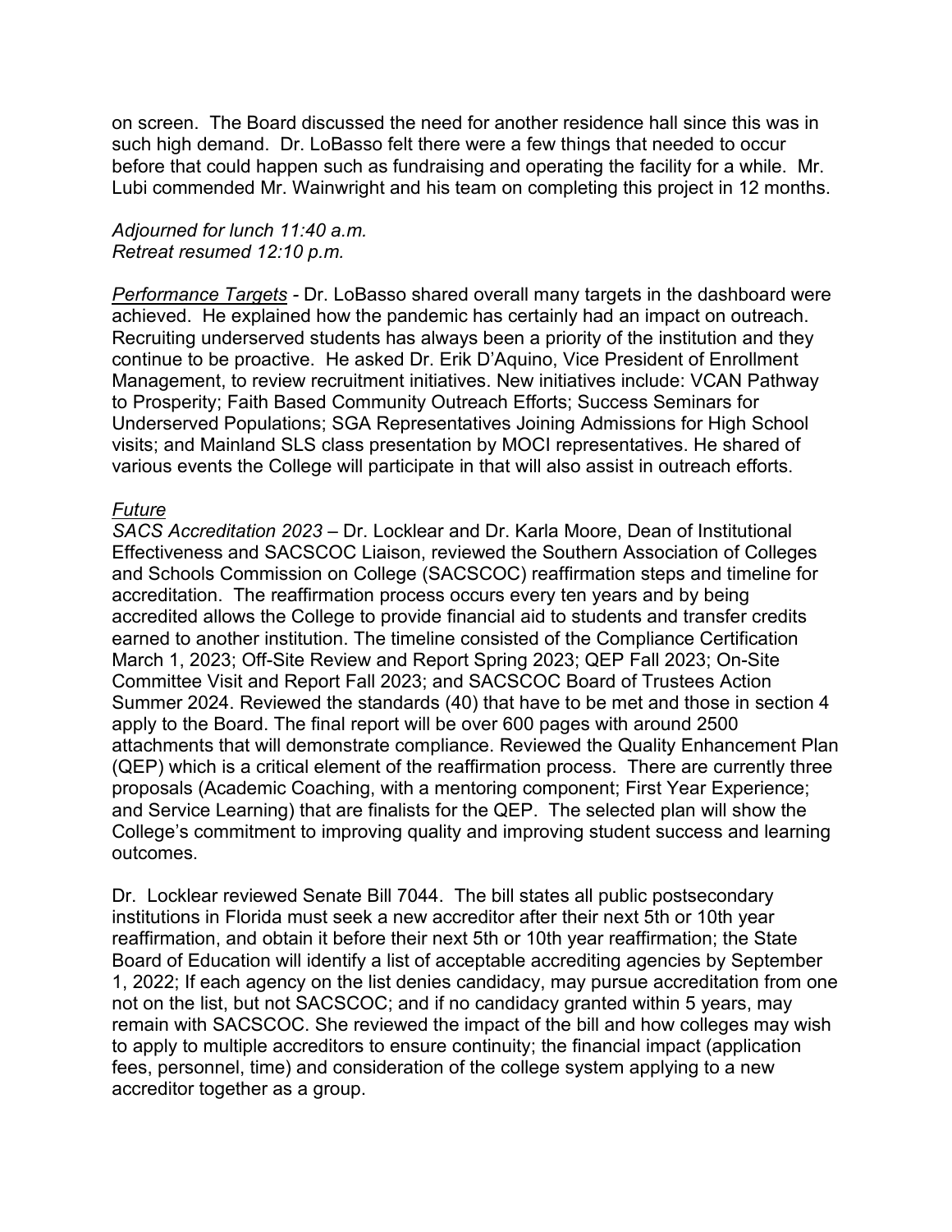on screen. The Board discussed the need for another residence hall since this was in such high demand. Dr. LoBasso felt there were a few things that needed to occur before that could happen such as fundraising and operating the facility for a while. Mr. Lubi commended Mr. Wainwright and his team on completing this project in 12 months.

*Adjourned for lunch 11:40 a.m.*
*Retreat resumed 12:10 p.m.*

*Performance Targets* - Dr. LoBasso shared overall many targets in the dashboard were achieved. He explained how the pandemic has certainly had an impact on outreach. Recruiting underserved students has always been a priority of the institution and they continue to be proactive. He asked Dr. Erik D'Aquino, Vice President of Enrollment Management, to review recruitment initiatives. New initiatives include: VCAN Pathway to Prosperity; Faith Based Community Outreach Efforts; Success Seminars for Underserved Populations; SGA Representatives Joining Admissions for High School visits; and Mainland SLS class presentation by MOCI representatives. He shared of various events the College will participate in that will also assist in outreach efforts.

*Future*
*SACS Accreditation 2023* – Dr. Locklear and Dr. Karla Moore, Dean of Institutional Effectiveness and SACSCOC Liaison, reviewed the Southern Association of Colleges and Schools Commission on College (SACSCOC) reaffirmation steps and timeline for accreditation. The reaffirmation process occurs every ten years and by being accredited allows the College to provide financial aid to students and transfer credits earned to another institution. The timeline consisted of the Compliance Certification March 1, 2023; Off-Site Review and Report Spring 2023; QEP Fall 2023; On-Site Committee Visit and Report Fall 2023; and SACSCOC Board of Trustees Action Summer 2024. Reviewed the standards (40) that have to be met and those in section 4 apply to the Board. The final report will be over 600 pages with around 2500 attachments that will demonstrate compliance. Reviewed the Quality Enhancement Plan (QEP) which is a critical element of the reaffirmation process. There are currently three proposals (Academic Coaching, with a mentoring component; First Year Experience; and Service Learning) that are finalists for the QEP. The selected plan will show the College's commitment to improving quality and improving student success and learning outcomes.

Dr. Locklear reviewed Senate Bill 7044. The bill states all public postsecondary institutions in Florida must seek a new accreditor after their next 5th or 10th year reaffirmation, and obtain it before their next 5th or 10th year reaffirmation; the State Board of Education will identify a list of acceptable accrediting agencies by September 1, 2022; If each agency on the list denies candidacy, may pursue accreditation from one not on the list, but not SACSCOC; and if no candidacy granted within 5 years, may remain with SACSCOC. She reviewed the impact of the bill and how colleges may wish to apply to multiple accreditors to ensure continuity; the financial impact (application fees, personnel, time) and consideration of the college system applying to a new accreditor together as a group.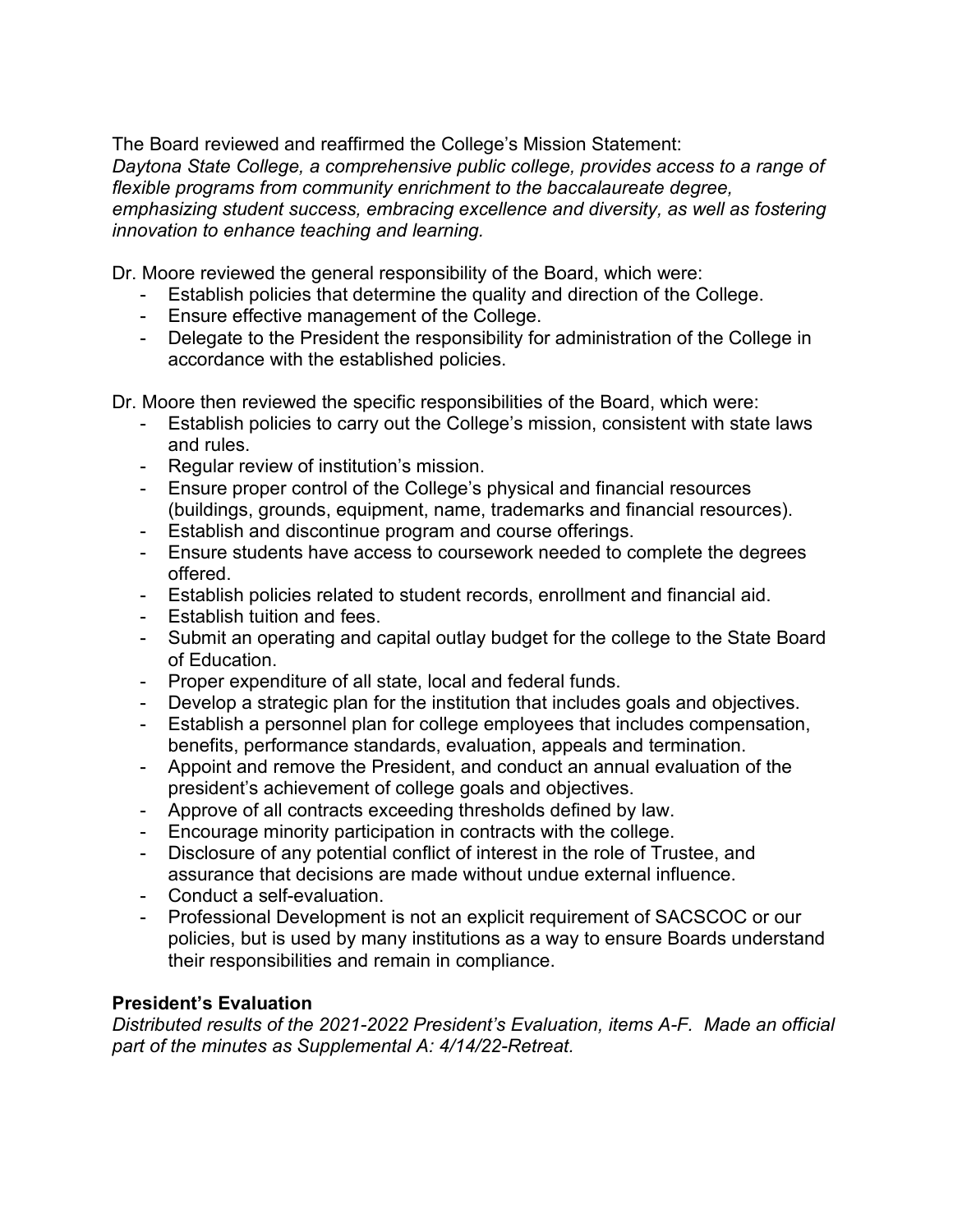The Board reviewed and reaffirmed the College's Mission Statement:
*Daytona State College, a comprehensive public college, provides access to a range of flexible programs from community enrichment to the baccalaureate degree, emphasizing student success, embracing excellence and diversity, as well as fostering innovation to enhance teaching and learning.*

Dr. Moore reviewed the general responsibility of the Board, which were:

- Establish policies that determine the quality and direction of the College.
- Ensure effective management of the College.
- Delegate to the President the responsibility for administration of the College in accordance with the established policies.

Dr. Moore then reviewed the specific responsibilities of the Board, which were:

- Establish policies to carry out the College's mission, consistent with state laws and rules.
- Regular review of institution's mission.
- Ensure proper control of the College's physical and financial resources (buildings, grounds, equipment, name, trademarks and financial resources).
- Establish and discontinue program and course offerings.
- Ensure students have access to coursework needed to complete the degrees offered.
- Establish policies related to student records, enrollment and financial aid.
- Establish tuition and fees.
- Submit an operating and capital outlay budget for the college to the State Board of Education.
- Proper expenditure of all state, local and federal funds.
- Develop a strategic plan for the institution that includes goals and objectives.
- Establish a personnel plan for college employees that includes compensation, benefits, performance standards, evaluation, appeals and termination.
- Appoint and remove the President, and conduct an annual evaluation of the president's achievement of college goals and objectives.
- Approve of all contracts exceeding thresholds defined by law.
- Encourage minority participation in contracts with the college.
- Disclosure of any potential conflict of interest in the role of Trustee, and assurance that decisions are made without undue external influence.
- Conduct a self-evaluation.
- Professional Development is not an explicit requirement of SACSCOC or our policies, but is used by many institutions as a way to ensure Boards understand their responsibilities and remain in compliance.

**President's Evaluation**
*Distributed results of the 2021-2022 President's Evaluation, items A-F. Made an official part of the minutes as Supplemental A: 4/14/22-Retreat.*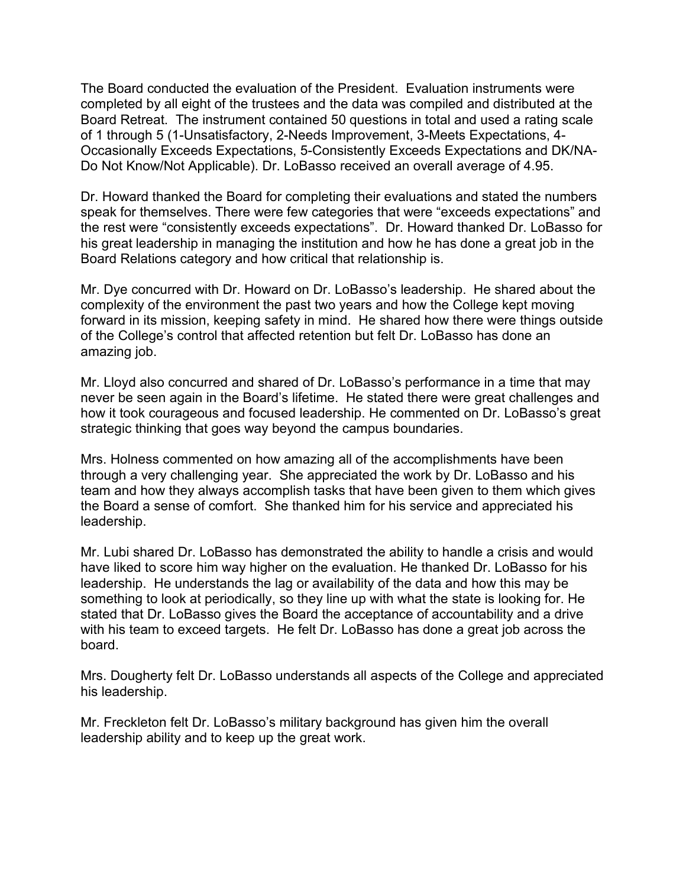The Board conducted the evaluation of the President. Evaluation instruments were completed by all eight of the trustees and the data was compiled and distributed at the Board Retreat. The instrument contained 50 questions in total and used a rating scale of 1 through 5 (1-Unsatisfactory, 2-Needs Improvement, 3-Meets Expectations, 4-Occasionally Exceeds Expectations, 5-Consistently Exceeds Expectations and DK/NA-Do Not Know/Not Applicable). Dr. LoBasso received an overall average of 4.95.

Dr. Howard thanked the Board for completing their evaluations and stated the numbers speak for themselves. There were few categories that were "exceeds expectations" and the rest were "consistently exceeds expectations". Dr. Howard thanked Dr. LoBasso for his great leadership in managing the institution and how he has done a great job in the Board Relations category and how critical that relationship is.

Mr. Dye concurred with Dr. Howard on Dr. LoBasso's leadership. He shared about the complexity of the environment the past two years and how the College kept moving forward in its mission, keeping safety in mind. He shared how there were things outside of the College's control that affected retention but felt Dr. LoBasso has done an amazing job.

Mr. Lloyd also concurred and shared of Dr. LoBasso's performance in a time that may never be seen again in the Board's lifetime. He stated there were great challenges and how it took courageous and focused leadership. He commented on Dr. LoBasso's great strategic thinking that goes way beyond the campus boundaries.

Mrs. Holness commented on how amazing all of the accomplishments have been through a very challenging year. She appreciated the work by Dr. LoBasso and his team and how they always accomplish tasks that have been given to them which gives the Board a sense of comfort. She thanked him for his service and appreciated his leadership.

Mr. Lubi shared Dr. LoBasso has demonstrated the ability to handle a crisis and would have liked to score him way higher on the evaluation. He thanked Dr. LoBasso for his leadership. He understands the lag or availability of the data and how this may be something to look at periodically, so they line up with what the state is looking for. He stated that Dr. LoBasso gives the Board the acceptance of accountability and a drive with his team to exceed targets. He felt Dr. LoBasso has done a great job across the board.

Mrs. Dougherty felt Dr. LoBasso understands all aspects of the College and appreciated his leadership.

Mr. Freckleton felt Dr. LoBasso's military background has given him the overall leadership ability and to keep up the great work.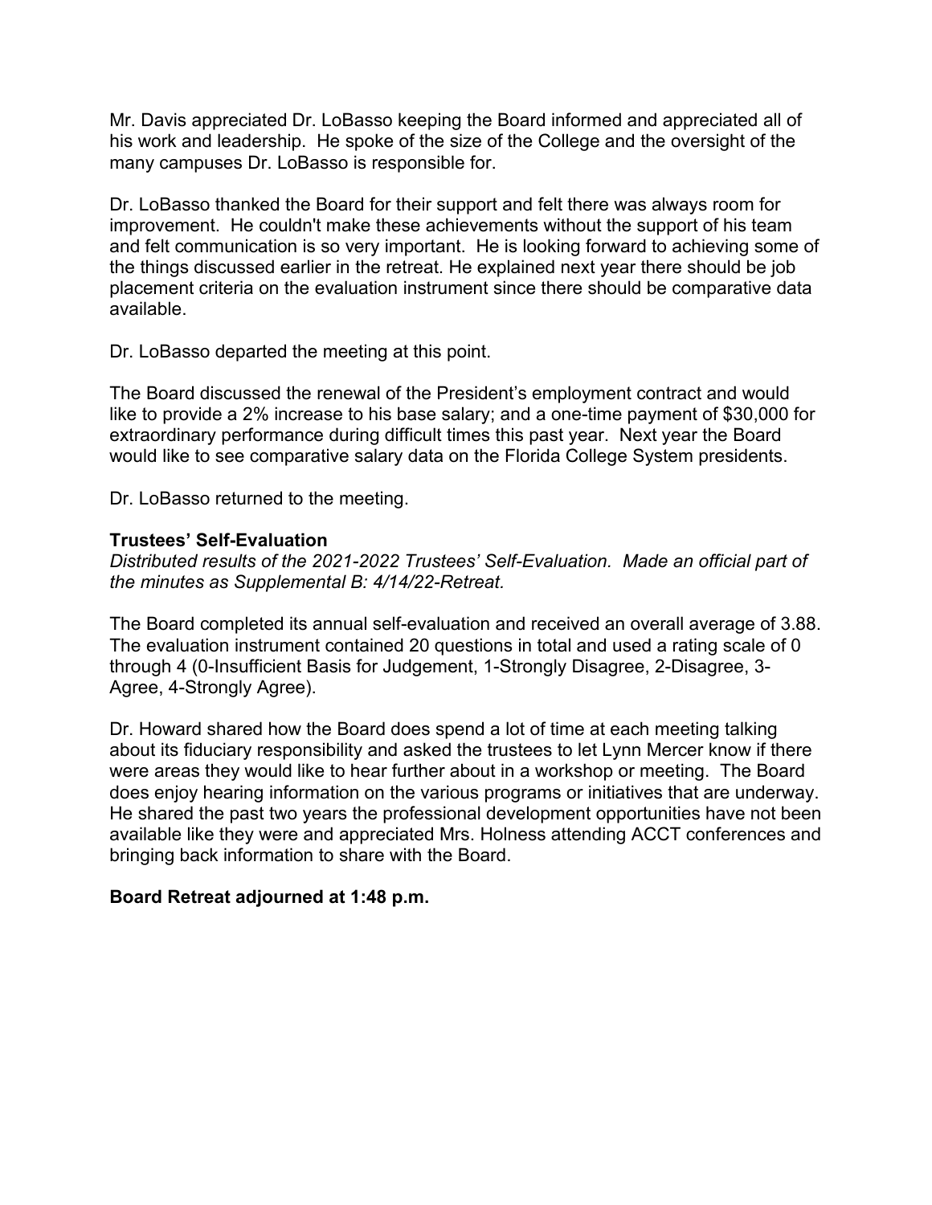Mr. Davis appreciated Dr. LoBasso keeping the Board informed and appreciated all of his work and leadership. He spoke of the size of the College and the oversight of the many campuses Dr. LoBasso is responsible for.

Dr. LoBasso thanked the Board for their support and felt there was always room for improvement. He couldn't make these achievements without the support of his team and felt communication is so very important. He is looking forward to achieving some of the things discussed earlier in the retreat. He explained next year there should be job placement criteria on the evaluation instrument since there should be comparative data available.

Dr. LoBasso departed the meeting at this point.

The Board discussed the renewal of the President's employment contract and would like to provide a 2% increase to his base salary; and a one-time payment of $30,000 for extraordinary performance during difficult times this past year. Next year the Board would like to see comparative salary data on the Florida College System presidents.

Dr. LoBasso returned to the meeting.

**Trustees' Self-Evaluation**

*Distributed results of the 2021-2022 Trustees' Self-Evaluation. Made an official part of the minutes as Supplemental B: 4/14/22-Retreat.*

The Board completed its annual self-evaluation and received an overall average of 3.88. The evaluation instrument contained 20 questions in total and used a rating scale of 0 through 4 (0-Insufficient Basis for Judgement, 1-Strongly Disagree, 2-Disagree, 3-Agree, 4-Strongly Agree).

Dr. Howard shared how the Board does spend a lot of time at each meeting talking about its fiduciary responsibility and asked the trustees to let Lynn Mercer know if there were areas they would like to hear further about in a workshop or meeting. The Board does enjoy hearing information on the various programs or initiatives that are underway. He shared the past two years the professional development opportunities have not been available like they were and appreciated Mrs. Holness attending ACCT conferences and bringing back information to share with the Board.

**Board Retreat adjourned at 1:48 p.m.**